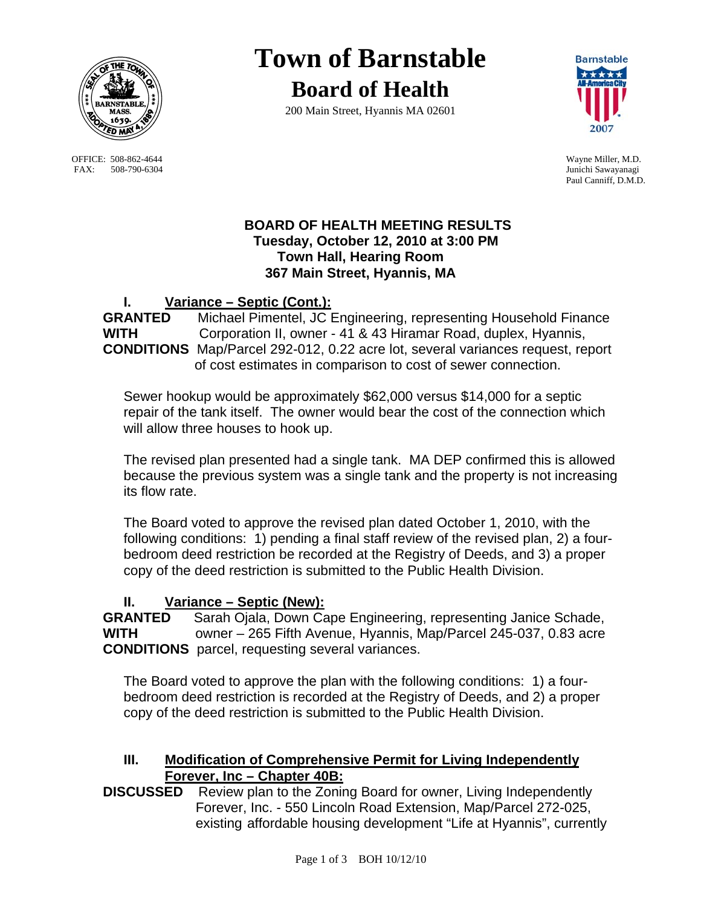# Town of Barnstable

## Board of Health

200 Main Street, Hyannis MA 02601

OFFICE: 508-862-4644
FAX: 508-790-6304

Wayne Miller, M.D.
Junichi Sawayanagi
Paul Canniff, D.M.D.

### BOARD OF HEALTH MEETING RESULTS
**Tuesday, October 12, 2010 at 3:00 PM**
**Town Hall, Hearing Room**
**367 Main Street, Hyannis, MA**

## I. Variance – Septic (Cont.):

**GRANTED WITH CONDITIONS** Michael Pimentel, JC Engineering, representing Household Finance Corporation II, owner - 41 & 43 Hiramar Road, duplex, Hyannis, Map/Parcel 292-012, 0.22 acre lot, several variances request, report of cost estimates in comparison to cost of sewer connection.

Sewer hookup would be approximately $62,000 versus $14,000 for a septic repair of the tank itself. The owner would bear the cost of the connection which will allow three houses to hook up.

The revised plan presented had a single tank. MA DEP confirmed this is allowed because the previous system was a single tank and the property is not increasing its flow rate.

The Board voted to approve the revised plan dated October 1, 2010, with the following conditions: 1) pending a final staff review of the revised plan, 2) a four-bedroom deed restriction be recorded at the Registry of Deeds, and 3) a proper copy of the deed restriction is submitted to the Public Health Division.

## II. Variance – Septic (New):

**GRANTED WITH CONDITIONS** Sarah Ojala, Down Cape Engineering, representing Janice Schade, owner – 265 Fifth Avenue, Hyannis, Map/Parcel 245-037, 0.83 acre parcel, requesting several variances.

The Board voted to approve the plan with the following conditions: 1) a four-bedroom deed restriction is recorded at the Registry of Deeds, and 2) a proper copy of the deed restriction is submitted to the Public Health Division.

## III. Modification of Comprehensive Permit for Living Independently Forever, Inc – Chapter 40B:

**DISCUSSED** Review plan to the Zoning Board for owner, Living Independently Forever, Inc. - 550 Lincoln Road Extension, Map/Parcel 272-025, existing affordable housing development "Life at Hyannis", currently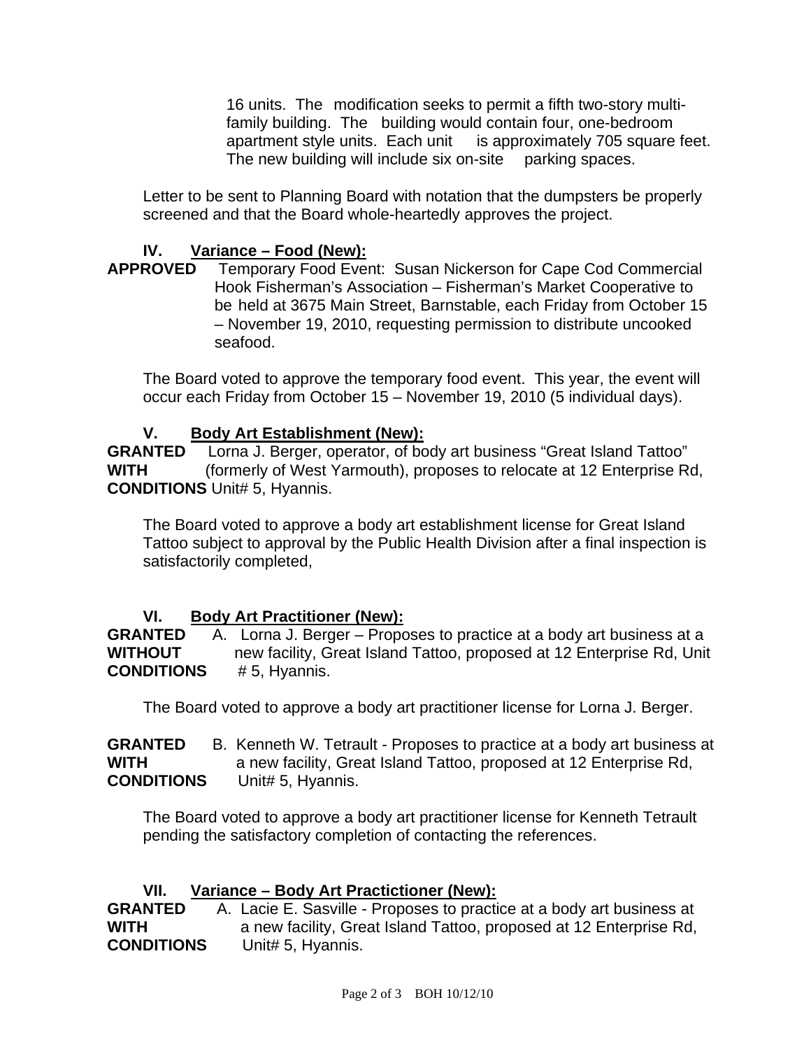16 units. The modification seeks to permit a fifth two-story multi-family building. The building would contain four, one-bedroom apartment style units. Each unit is approximately 705 square feet. The new building will include six on-site parking spaces.

Letter to be sent to Planning Board with notation that the dumpsters be properly screened and that the Board whole-heartedly approves the project.

## IV. Variance – Food (New):

**APPROVED** Temporary Food Event: Susan Nickerson for Cape Cod Commercial Hook Fisherman's Association – Fisherman's Market Cooperative to be held at 3675 Main Street, Barnstable, each Friday from October 15 – November 19, 2010, requesting permission to distribute uncooked seafood.

The Board voted to approve the temporary food event. This year, the event will occur each Friday from October 15 – November 19, 2010 (5 individual days).

## V. Body Art Establishment (New):

**GRANTED WITH CONDITIONS** Lorna J. Berger, operator, of body art business "Great Island Tattoo" (formerly of West Yarmouth), proposes to relocate at 12 Enterprise Rd, Unit# 5, Hyannis.

The Board voted to approve a body art establishment license for Great Island Tattoo subject to approval by the Public Health Division after a final inspection is satisfactorily completed,

## VI. Body Art Practitioner (New):

**GRANTED WITHOUT CONDITIONS** A. Lorna J. Berger – Proposes to practice at a body art business at a new facility, Great Island Tattoo, proposed at 12 Enterprise Rd, Unit # 5, Hyannis.

The Board voted to approve a body art practitioner license for Lorna J. Berger.

**GRANTED WITH CONDITIONS** B. Kenneth W. Tetrault - Proposes to practice at a body art business at a new facility, Great Island Tattoo, proposed at 12 Enterprise Rd, Unit# 5, Hyannis.

The Board voted to approve a body art practitioner license for Kenneth Tetrault pending the satisfactory completion of contacting the references.

## VII. Variance – Body Art Practictioner (New):

**GRANTED WITH CONDITIONS** A. Lacie E. Sasville - Proposes to practice at a body art business at a new facility, Great Island Tattoo, proposed at 12 Enterprise Rd, Unit# 5, Hyannis.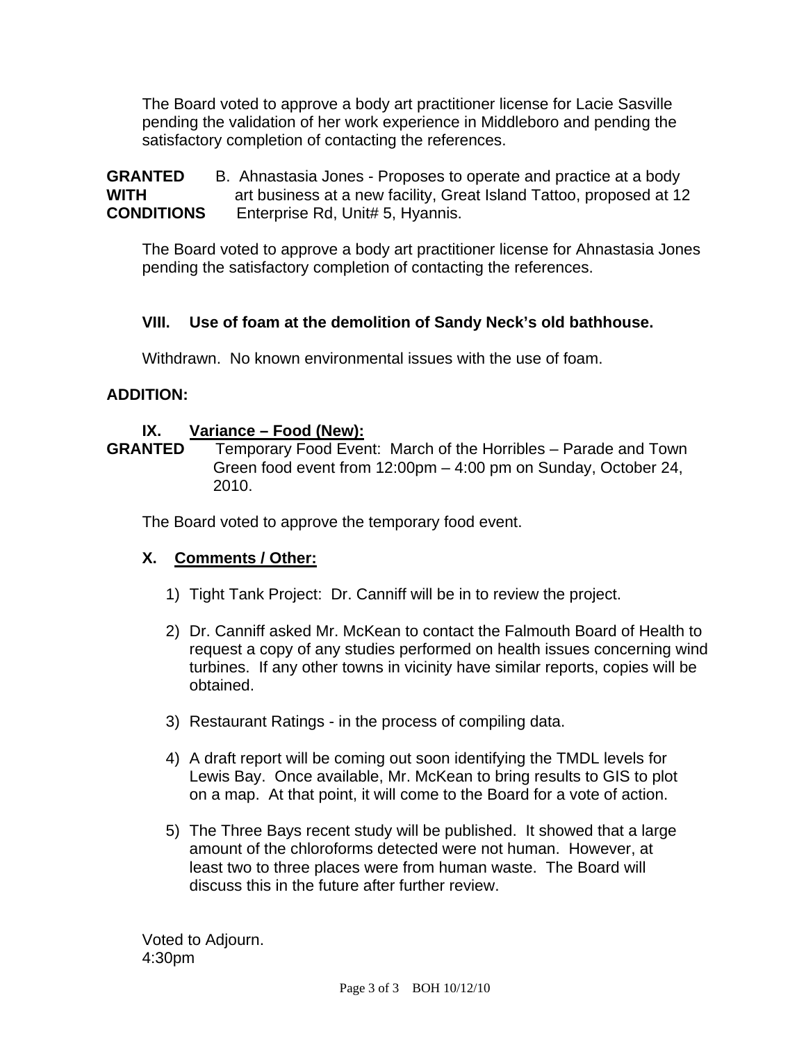The Board voted to approve a body art practitioner license for Lacie Sasville pending the validation of her work experience in Middleboro and pending the satisfactory completion of contacting the references.

**GRANTED WITH CONDITIONS** B. Ahnastasia Jones - Proposes to operate and practice at a body art business at a new facility, Great Island Tattoo, proposed at 12 Enterprise Rd, Unit# 5, Hyannis.

The Board voted to approve a body art practitioner license for Ahnastasia Jones pending the satisfactory completion of contacting the references.

### VIII. Use of foam at the demolition of Sandy Neck's old bathhouse.

Withdrawn. No known environmental issues with the use of foam.

**ADDITION:**

### IX. Variance – Food (New):

**GRANTED** Temporary Food Event: March of the Horribles – Parade and Town Green food event from 12:00pm – 4:00 pm on Sunday, October 24, 2010.

The Board voted to approve the temporary food event.

### X. Comments / Other:

1) Tight Tank Project: Dr. Canniff will be in to review the project.

2) Dr. Canniff asked Mr. McKean to contact the Falmouth Board of Health to request a copy of any studies performed on health issues concerning wind turbines. If any other towns in vicinity have similar reports, copies will be obtained.

3) Restaurant Ratings - in the process of compiling data.

4) A draft report will be coming out soon identifying the TMDL levels for Lewis Bay. Once available, Mr. McKean to bring results to GIS to plot on a map. At that point, it will come to the Board for a vote of action.

5) The Three Bays recent study will be published. It showed that a large amount of the chloroforms detected were not human. However, at least two to three places were from human waste. The Board will discuss this in the future after further review.

Voted to Adjourn.
4:30pm